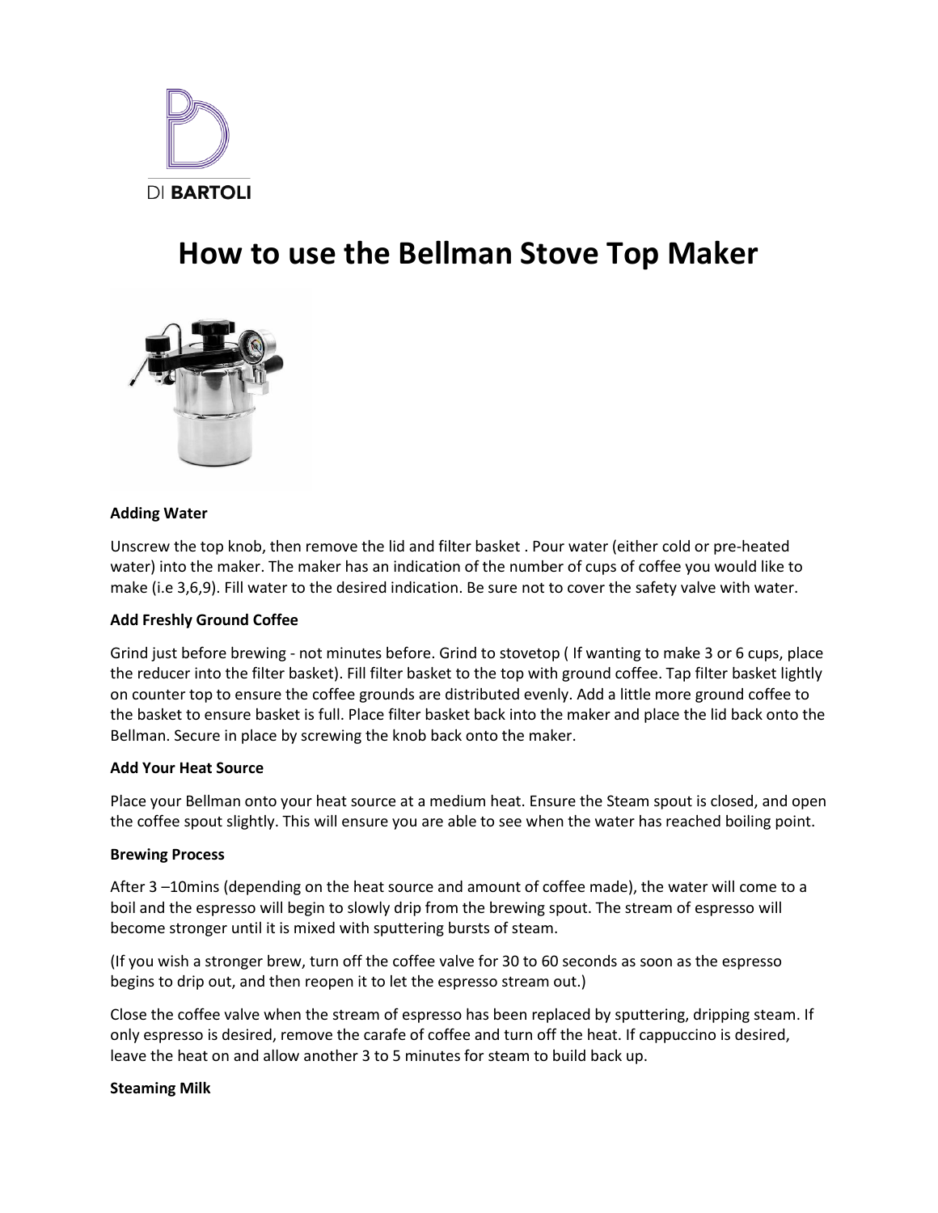DI BARTOLI

# How to use the Bellman Stove Top Maker

**Adding Water**

Unscrew the top knob, then remove the lid and filter basket . Pour water (either cold or pre-heated water) into the maker. The maker has an indication of the number of cups of coffee you would like to make (i.e 3,6,9). Fill water to the desired indication. Be sure not to cover the safety valve with water.

**Add Freshly Ground Coffee**

Grind just before brewing - not minutes before. Grind to stovetop ( If wanting to make 3 or 6 cups, place the reducer into the filter basket). Fill filter basket to the top with ground coffee. Tap filter basket lightly on counter top to ensure the coffee grounds are distributed evenly. Add a little more ground coffee to the basket to ensure basket is full. Place filter basket back into the maker and place the lid back onto the Bellman. Secure in place by screwing the knob back onto the maker.

**Add Your Heat Source**

Place your Bellman onto your heat source at a medium heat. Ensure the Steam spout is closed, and open the coffee spout slightly. This will ensure you are able to see when the water has reached boiling point.

**Brewing Process**

After 3 –10mins (depending on the heat source and amount of coffee made), the water will come to a boil and the espresso will begin to slowly drip from the brewing spout. The stream of espresso will become stronger until it is mixed with sputtering bursts of steam.

(If you wish a stronger brew, turn off the coffee valve for 30 to 60 seconds as soon as the espresso begins to drip out, and then reopen it to let the espresso stream out.)

Close the coffee valve when the stream of espresso has been replaced by sputtering, dripping steam. If only espresso is desired, remove the carafe of coffee and turn off the heat. If cappuccino is desired, leave the heat on and allow another 3 to 5 minutes for steam to build back up.

**Steaming Milk**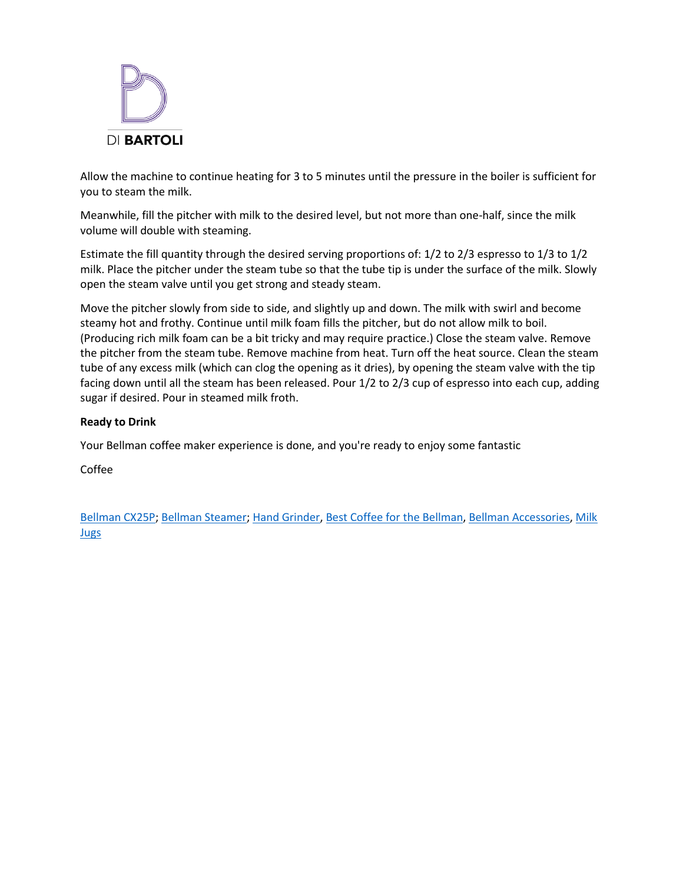DI **BARTOLI**

Allow the machine to continue heating for 3 to 5 minutes until the pressure in the boiler is sufficient for you to steam the milk.

Meanwhile, fill the pitcher with milk to the desired level, but not more than one-half, since the milk volume will double with steaming.

Estimate the fill quantity through the desired serving proportions of: 1/2 to 2/3 espresso to 1/3 to 1/2 milk. Place the pitcher under the steam tube so that the tube tip is under the surface of the milk. Slowly open the steam valve until you get strong and steady steam.

Move the pitcher slowly from side to side, and slightly up and down. The milk with swirl and become steamy hot and frothy. Continue until milk foam fills the pitcher, but do not allow milk to boil. (Producing rich milk foam can be a bit tricky and may require practice.) Close the steam valve. Remove the pitcher from the steam tube. Remove machine from heat. Turn off the heat source. Clean the steam tube of any excess milk (which can clog the opening as it dries), by opening the steam valve with the tip facing down until all the steam has been released. Pour 1/2 to 2/3 cup of espresso into each cup, adding sugar if desired. Pour in steamed milk froth.

**Ready to Drink**

Your Bellman coffee maker experience is done, and you're ready to enjoy some fantastic

Coffee

Bellman CX25P; Bellman Steamer; Hand Grinder, Best Coffee for the Bellman, Bellman Accessories, Milk Jugs